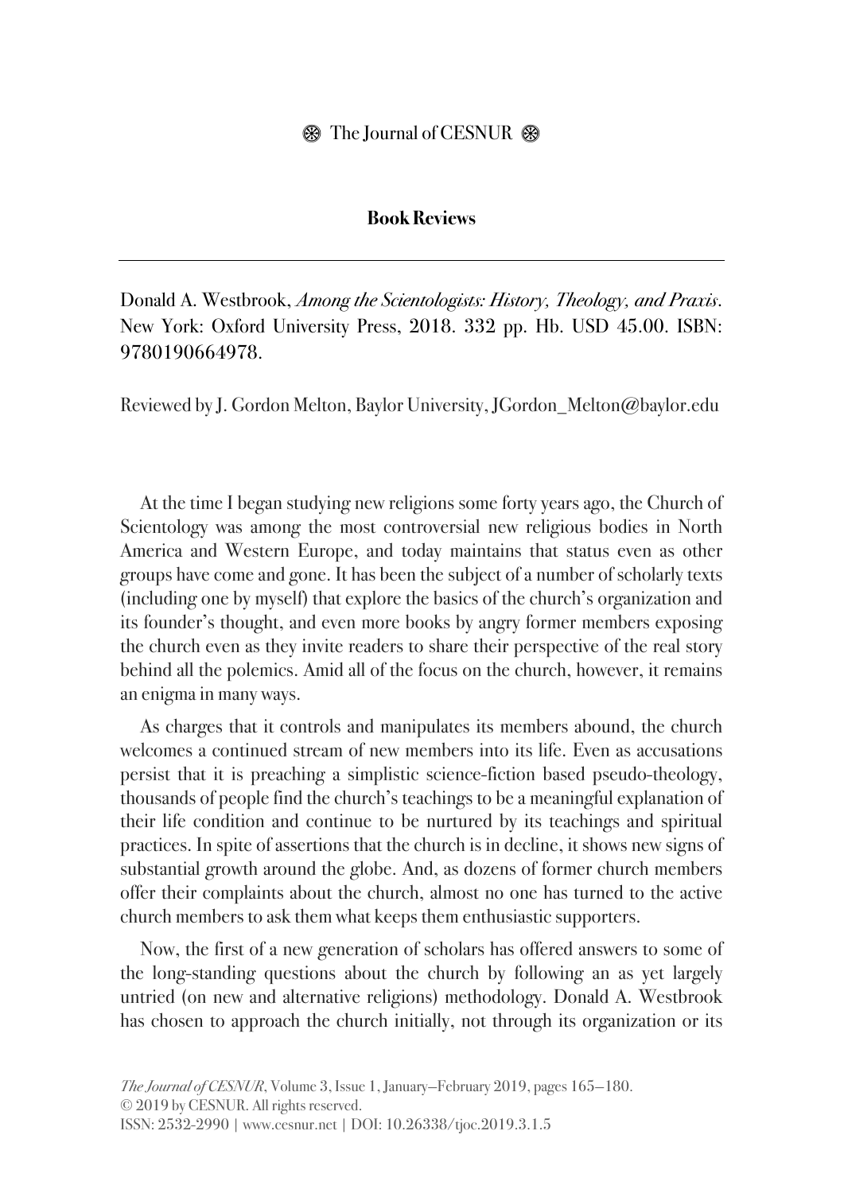## Book Reviews

---

Donald A. Westbrook, *Among the Scientologists: History, Theology, and Praxis*. New York: Oxford University Press, 2018. 332 pp. Hb. USD 45.00. ISBN: 9780190664978.

Reviewed by J. Gordon Melton, Baylor University, JGordon_Melton@baylor.edu

At the time I began studying new religions some forty years ago, the Church of Scientology was among the most controversial new religious bodies in North America and Western Europe, and today maintains that status even as other groups have come and gone. It has been the subject of a number of scholarly texts (including one by myself) that explore the basics of the church's organization and its founder's thought, and even more books by angry former members exposing the church even as they invite readers to share their perspective of the real story behind all the polemics. Amid all of the focus on the church, however, it remains an enigma in many ways.

As charges that it controls and manipulates its members abound, the church welcomes a continued stream of new members into its life. Even as accusations persist that it is preaching a simplistic science-fiction based pseudo-theology, thousands of people find the church's teachings to be a meaningful explanation of their life condition and continue to be nurtured by its teachings and spiritual practices. In spite of assertions that the church is in decline, it shows new signs of substantial growth around the globe. And, as dozens of former church members offer their complaints about the church, almost no one has turned to the active church members to ask them what keeps them enthusiastic supporters.

Now, the first of a new generation of scholars has offered answers to some of the long-standing questions about the church by following an as yet largely untried (on new and alternative religions) methodology. Donald A. Westbrook has chosen to approach the church initially, not through its organization or its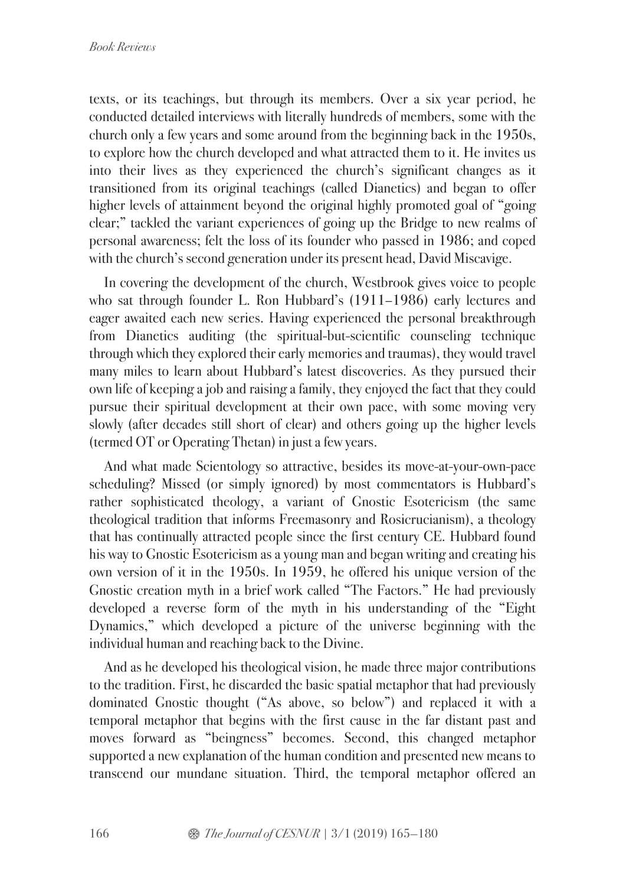texts, or its teachings, but through its members. Over a six year period, he conducted detailed interviews with literally hundreds of members, some with the church only a few years and some around from the beginning back in the 1950s, to explore how the church developed and what attracted them to it. He invites us into their lives as they experienced the church's significant changes as it transitioned from its original teachings (called Dianetics) and began to offer higher levels of attainment beyond the original highly promoted goal of "going clear;" tackled the variant experiences of going up the Bridge to new realms of personal awareness; felt the loss of its founder who passed in 1986; and coped with the church's second generation under its present head, David Miscavige.

In covering the development of the church, Westbrook gives voice to people who sat through founder L. Ron Hubbard's (1911–1986) early lectures and eager awaited each new series. Having experienced the personal breakthrough from Dianetics auditing (the spiritual-but-scientific counseling technique through which they explored their early memories and traumas), they would travel many miles to learn about Hubbard's latest discoveries. As they pursued their own life of keeping a job and raising a family, they enjoyed the fact that they could pursue their spiritual development at their own pace, with some moving very slowly (after decades still short of clear) and others going up the higher levels (termed OT or Operating Thetan) in just a few years.

And what made Scientology so attractive, besides its move-at-your-own-pace scheduling? Missed (or simply ignored) by most commentators is Hubbard's rather sophisticated theology, a variant of Gnostic Esotericism (the same theological tradition that informs Freemasonry and Rosicrucianism), a theology that has continually attracted people since the first century CE. Hubbard found his way to Gnostic Esotericism as a young man and began writing and creating his own version of it in the 1950s. In 1959, he offered his unique version of the Gnostic creation myth in a brief work called "The Factors." He had previously developed a reverse form of the myth in his understanding of the "Eight Dynamics," which developed a picture of the universe beginning with the individual human and reaching back to the Divine.

And as he developed his theological vision, he made three major contributions to the tradition. First, he discarded the basic spatial metaphor that had previously dominated Gnostic thought ("As above, so below") and replaced it with a temporal metaphor that begins with the first cause in the far distant past and moves forward as "beingness" becomes. Second, this changed metaphor supported a new explanation of the human condition and presented new means to transcend our mundane situation. Third, the temporal metaphor offered an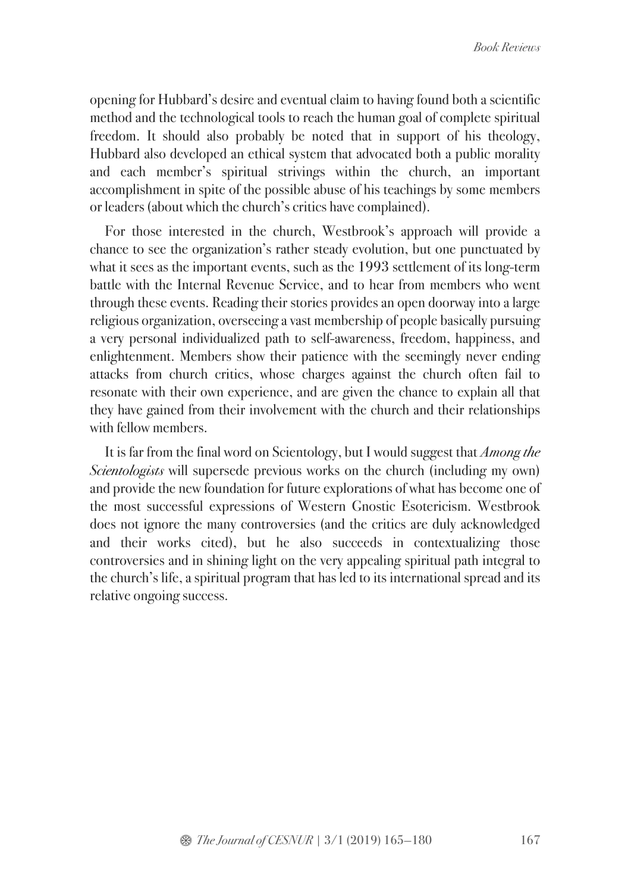opening for Hubbard's desire and eventual claim to having found both a scientific method and the technological tools to reach the human goal of complete spiritual freedom. It should also probably be noted that in support of his theology, Hubbard also developed an ethical system that advocated both a public morality and each member's spiritual strivings within the church, an important accomplishment in spite of the possible abuse of his teachings by some members or leaders (about which the church's critics have complained).

For those interested in the church, Westbrook's approach will provide a chance to see the organization's rather steady evolution, but one punctuated by what it sees as the important events, such as the 1993 settlement of its long-term battle with the Internal Revenue Service, and to hear from members who went through these events. Reading their stories provides an open doorway into a large religious organization, overseeing a vast membership of people basically pursuing a very personal individualized path to self-awareness, freedom, happiness, and enlightenment. Members show their patience with the seemingly never ending attacks from church critics, whose charges against the church often fail to resonate with their own experience, and are given the chance to explain all that they have gained from their involvement with the church and their relationships with fellow members.

It is far from the final word on Scientology, but I would suggest that *Among the Scientologists* will supersede previous works on the church (including my own) and provide the new foundation for future explorations of what has become one of the most successful expressions of Western Gnostic Esotericism. Westbrook does not ignore the many controversies (and the critics are duly acknowledged and their works cited), but he also succeeds in contextualizing those controversies and in shining light on the very appealing spiritual path integral to the church's life, a spiritual program that has led to its international spread and its relative ongoing success.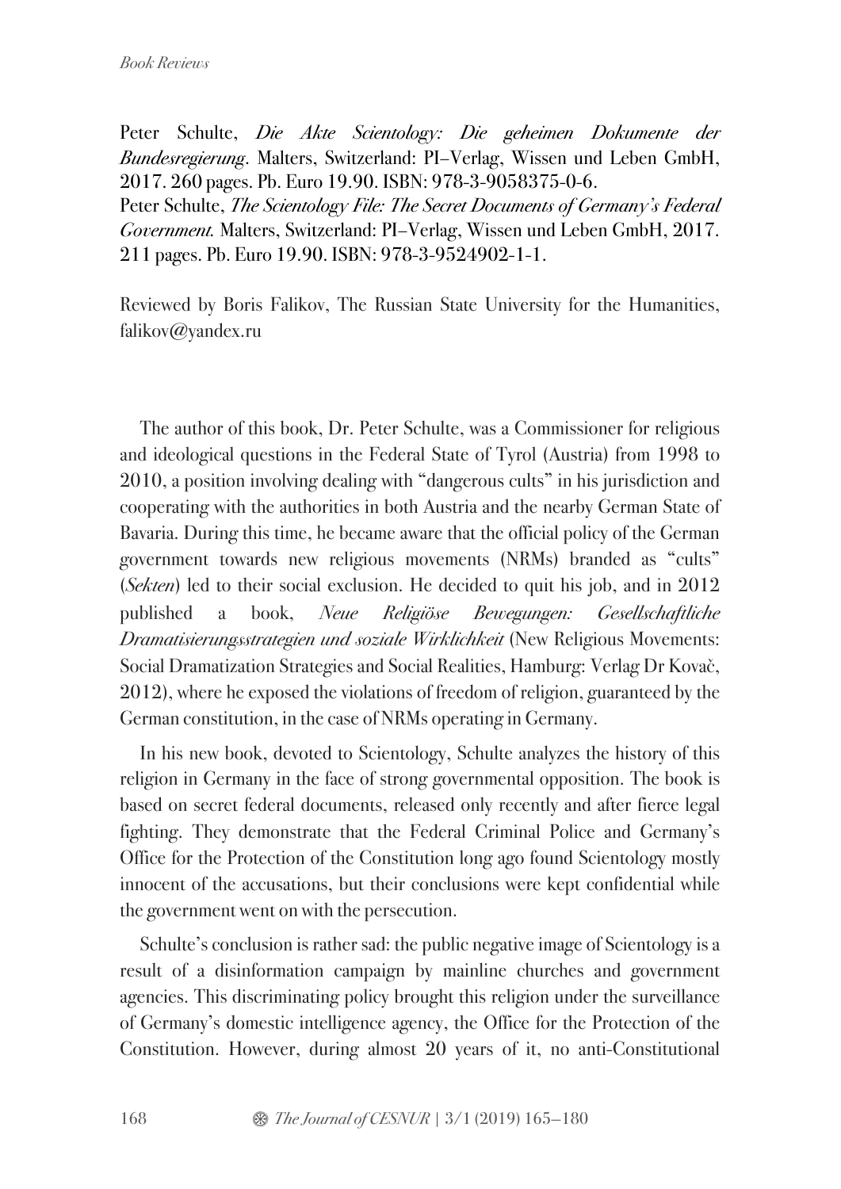Peter Schulte, *Die Akte Scientology: Die geheimen Dokumente der Bundesregierung*. Malters, Switzerland: PI–Verlag, Wissen und Leben GmbH, 2017. 260 pages. Pb. Euro 19.90. ISBN: 978-3-9058375-0-6.
Peter Schulte, *The Scientology File: The Secret Documents of Germany's Federal Government.* Malters, Switzerland: PI–Verlag, Wissen und Leben GmbH, 2017. 211 pages. Pb. Euro 19.90. ISBN: 978-3-9524902-1-1.

Reviewed by Boris Falikov, The Russian State University for the Humanities, falikov@yandex.ru

The author of this book, Dr. Peter Schulte, was a Commissioner for religious and ideological questions in the Federal State of Tyrol (Austria) from 1998 to 2010, a position involving dealing with "dangerous cults" in his jurisdiction and cooperating with the authorities in both Austria and the nearby German State of Bavaria. During this time, he became aware that the official policy of the German government towards new religious movements (NRMs) branded as "cults" (*Sekten*) led to their social exclusion. He decided to quit his job, and in 2012 published a book, *Neue Religiöse Bewegungen: Gesellschaftliche Dramatisierungsstrategien und soziale Wirklichkeit* (New Religious Movements: Social Dramatization Strategies and Social Realities, Hamburg: Verlag Dr Kovač, 2012), where he exposed the violations of freedom of religion, guaranteed by the German constitution, in the case of NRMs operating in Germany.

In his new book, devoted to Scientology, Schulte analyzes the history of this religion in Germany in the face of strong governmental opposition. The book is based on secret federal documents, released only recently and after fierce legal fighting. They demonstrate that the Federal Criminal Police and Germany's Office for the Protection of the Constitution long ago found Scientology mostly innocent of the accusations, but their conclusions were kept confidential while the government went on with the persecution.

Schulte's conclusion is rather sad: the public negative image of Scientology is a result of a disinformation campaign by mainline churches and government agencies. This discriminating policy brought this religion under the surveillance of Germany's domestic intelligence agency, the Office for the Protection of the Constitution. However, during almost 20 years of it, no anti-Constitutional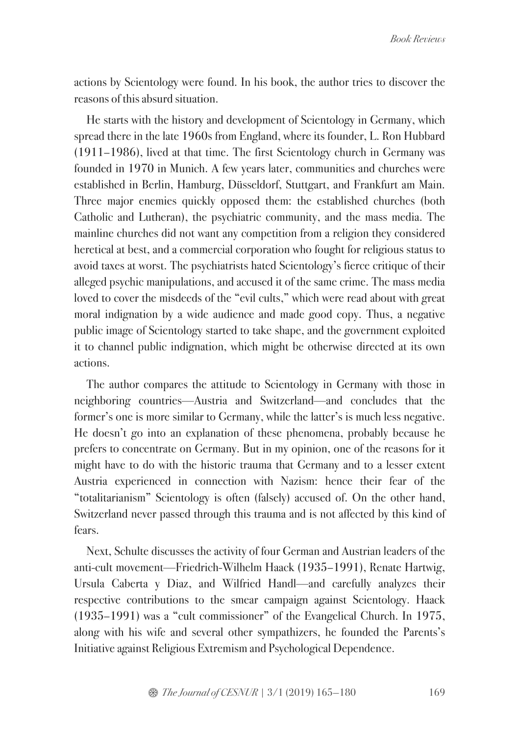actions by Scientology were found. In his book, the author tries to discover the reasons of this absurd situation.

He starts with the history and development of Scientology in Germany, which spread there in the late 1960s from England, where its founder, L. Ron Hubbard (1911–1986), lived at that time. The first Scientology church in Germany was founded in 1970 in Munich. A few years later, communities and churches were established in Berlin, Hamburg, Düsseldorf, Stuttgart, and Frankfurt am Main. Three major enemies quickly opposed them: the established churches (both Catholic and Lutheran), the psychiatric community, and the mass media. The mainline churches did not want any competition from a religion they considered heretical at best, and a commercial corporation who fought for religious status to avoid taxes at worst. The psychiatrists hated Scientology's fierce critique of their alleged psychic manipulations, and accused it of the same crime. The mass media loved to cover the misdeeds of the "evil cults," which were read about with great moral indignation by a wide audience and made good copy. Thus, a negative public image of Scientology started to take shape, and the government exploited it to channel public indignation, which might be otherwise directed at its own actions.

The author compares the attitude to Scientology in Germany with those in neighboring countries—Austria and Switzerland—and concludes that the former's one is more similar to Germany, while the latter's is much less negative. He doesn't go into an explanation of these phenomena, probably because he prefers to concentrate on Germany. But in my opinion, one of the reasons for it might have to do with the historic trauma that Germany and to a lesser extent Austria experienced in connection with Nazism: hence their fear of the "totalitarianism" Scientology is often (falsely) accused of. On the other hand, Switzerland never passed through this trauma and is not affected by this kind of fears.

Next, Schulte discusses the activity of four German and Austrian leaders of the anti-cult movement—Friedrich-Wilhelm Haack (1935–1991), Renate Hartwig, Ursula Caberta y Diaz, and Wilfried Handl—and carefully analyzes their respective contributions to the smear campaign against Scientology. Haack (1935–1991) was a "cult commissioner" of the Evangelical Church. In 1975, along with his wife and several other sympathizers, he founded the Parents's Initiative against Religious Extremism and Psychological Dependence.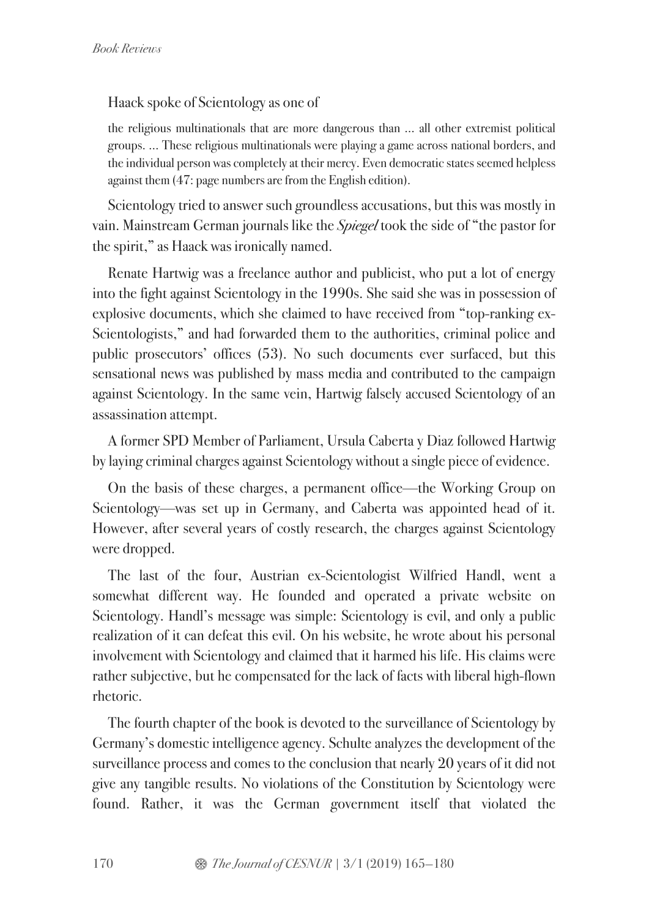Haack spoke of Scientology as one of

> the religious multinationals that are more dangerous than ... all other extremist political groups. ... These religious multinationals were playing a game across national borders, and the individual person was completely at their mercy. Even democratic states seemed helpless against them (47: page numbers are from the English edition).

Scientology tried to answer such groundless accusations, but this was mostly in vain. Mainstream German journals like the *Spiegel* took the side of "the pastor for the spirit," as Haack was ironically named.

Renate Hartwig was a freelance author and publicist, who put a lot of energy into the fight against Scientology in the 1990s. She said she was in possession of explosive documents, which she claimed to have received from "top-ranking ex-Scientologists," and had forwarded them to the authorities, criminal police and public prosecutors' offices (53). No such documents ever surfaced, but this sensational news was published by mass media and contributed to the campaign against Scientology. In the same vein, Hartwig falsely accused Scientology of an assassination attempt.

A former SPD Member of Parliament, Ursula Caberta y Diaz followed Hartwig by laying criminal charges against Scientology without a single piece of evidence.

On the basis of these charges, a permanent office—the Working Group on Scientology—was set up in Germany, and Caberta was appointed head of it. However, after several years of costly research, the charges against Scientology were dropped.

The last of the four, Austrian ex-Scientologist Wilfried Handl, went a somewhat different way. He founded and operated a private website on Scientology. Handl's message was simple: Scientology is evil, and only a public realization of it can defeat this evil. On his website, he wrote about his personal involvement with Scientology and claimed that it harmed his life. His claims were rather subjective, but he compensated for the lack of facts with liberal high-flown rhetoric.

The fourth chapter of the book is devoted to the surveillance of Scientology by Germany's domestic intelligence agency. Schulte analyzes the development of the surveillance process and comes to the conclusion that nearly 20 years of it did not give any tangible results. No violations of the Constitution by Scientology were found. Rather, it was the German government itself that violated the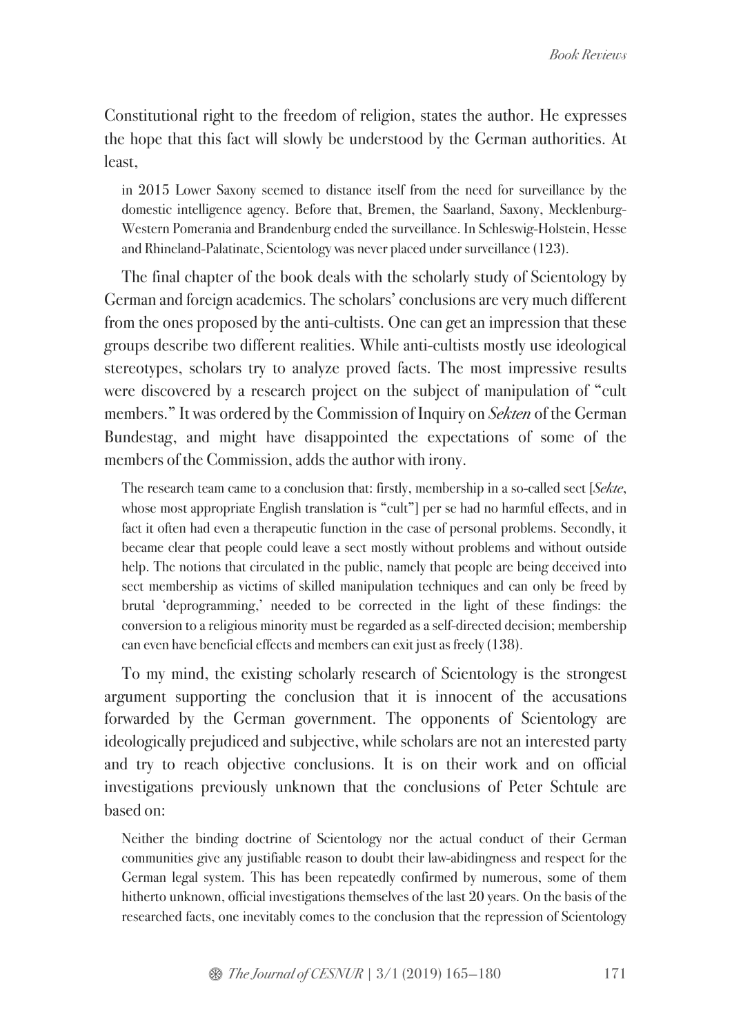Constitutional right to the freedom of religion, states the author. He expresses the hope that this fact will slowly be understood by the German authorities. At least,

> in 2015 Lower Saxony seemed to distance itself from the need for surveillance by the domestic intelligence agency. Before that, Bremen, the Saarland, Saxony, Mecklenburg-Western Pomerania and Brandenburg ended the surveillance. In Schleswig-Holstein, Hesse and Rhineland-Palatinate, Scientology was never placed under surveillance (123).

The final chapter of the book deals with the scholarly study of Scientology by German and foreign academics. The scholars' conclusions are very much different from the ones proposed by the anti-cultists. One can get an impression that these groups describe two different realities. While anti-cultists mostly use ideological stereotypes, scholars try to analyze proved facts. The most impressive results were discovered by a research project on the subject of manipulation of "cult members." It was ordered by the Commission of Inquiry on *Sekten* of the German Bundestag, and might have disappointed the expectations of some of the members of the Commission, adds the author with irony.

> The research team came to a conclusion that: firstly, membership in a so-called sect [*Sekte*, whose most appropriate English translation is "cult"] per se had no harmful effects, and in fact it often had even a therapeutic function in the case of personal problems. Secondly, it became clear that people could leave a sect mostly without problems and without outside help. The notions that circulated in the public, namely that people are being deceived into sect membership as victims of skilled manipulation techniques and can only be freed by brutal 'deprogramming,' needed to be corrected in the light of these findings: the conversion to a religious minority must be regarded as a self-directed decision; membership can even have beneficial effects and members can exit just as freely (138).

To my mind, the existing scholarly research of Scientology is the strongest argument supporting the conclusion that it is innocent of the accusations forwarded by the German government. The opponents of Scientology are ideologically prejudiced and subjective, while scholars are not an interested party and try to reach objective conclusions. It is on their work and on official investigations previously unknown that the conclusions of Peter Schtule are based on:

> Neither the binding doctrine of Scientology nor the actual conduct of their German communities give any justifiable reason to doubt their law-abidingness and respect for the German legal system. This has been repeatedly confirmed by numerous, some of them hitherto unknown, official investigations themselves of the last 20 years. On the basis of the researched facts, one inevitably comes to the conclusion that the repression of Scientology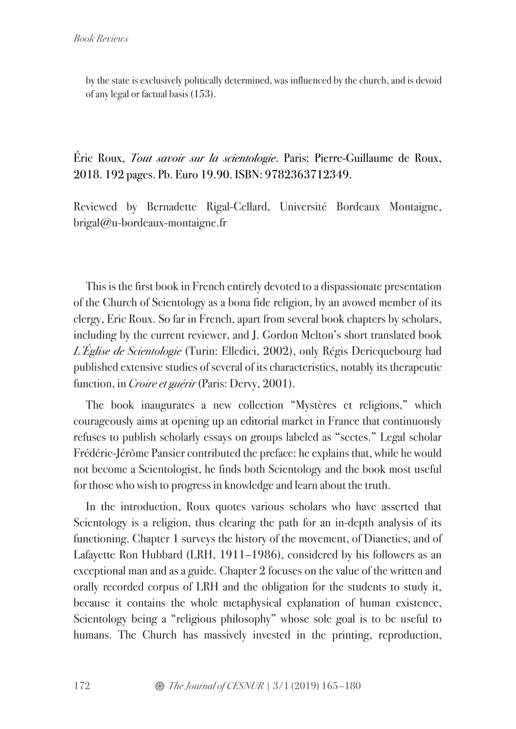by the state is exclusively politically determined, was influenced by the church, and is devoid of any legal or factual basis (153).

Éric Roux, *Tout savoir sur la scientologie*. Paris: Pierre-Guillaume de Roux, 2018. 192 pages. Pb. Euro 19.90. ISBN: 9782363712349.

Reviewed by Bernadette Rigal-Cellard, Université Bordeaux Montaigne, brigal@u-bordeaux-montaigne.fr

This is the first book in French entirely devoted to a dispassionate presentation of the Church of Scientology as a bona fide religion, by an avowed member of its clergy, Eric Roux. So far in French, apart from several book chapters by scholars, including by the current reviewer, and J. Gordon Melton's short translated book *L'Église de Scientologie* (Turin: Elledici, 2002), only Régis Dericquebourg had published extensive studies of several of its characteristics, notably its therapeutic function, in *Croire et guérir* (Paris: Dervy, 2001).

The book inaugurates a new collection "Mystères et religions," which courageously aims at opening up an editorial market in France that continuously refuses to publish scholarly essays on groups labeled as "sectes." Legal scholar Frédéric-Jérôme Pansier contributed the preface: he explains that, while he would not become a Scientologist, he finds both Scientology and the book most useful for those who wish to progress in knowledge and learn about the truth.

In the introduction, Roux quotes various scholars who have asserted that Scientology is a religion, thus clearing the path for an in-depth analysis of its functioning. Chapter 1 surveys the history of the movement, of Dianetics, and of Lafayette Ron Hubbard (LRH, 1911–1986), considered by his followers as an exceptional man and as a guide. Chapter 2 focuses on the value of the written and orally recorded corpus of LRH and the obligation for the students to study it, because it contains the whole metaphysical explanation of human existence, Scientology being a "religious philosophy" whose sole goal is to be useful to humans. The Church has massively invested in the printing, reproduction,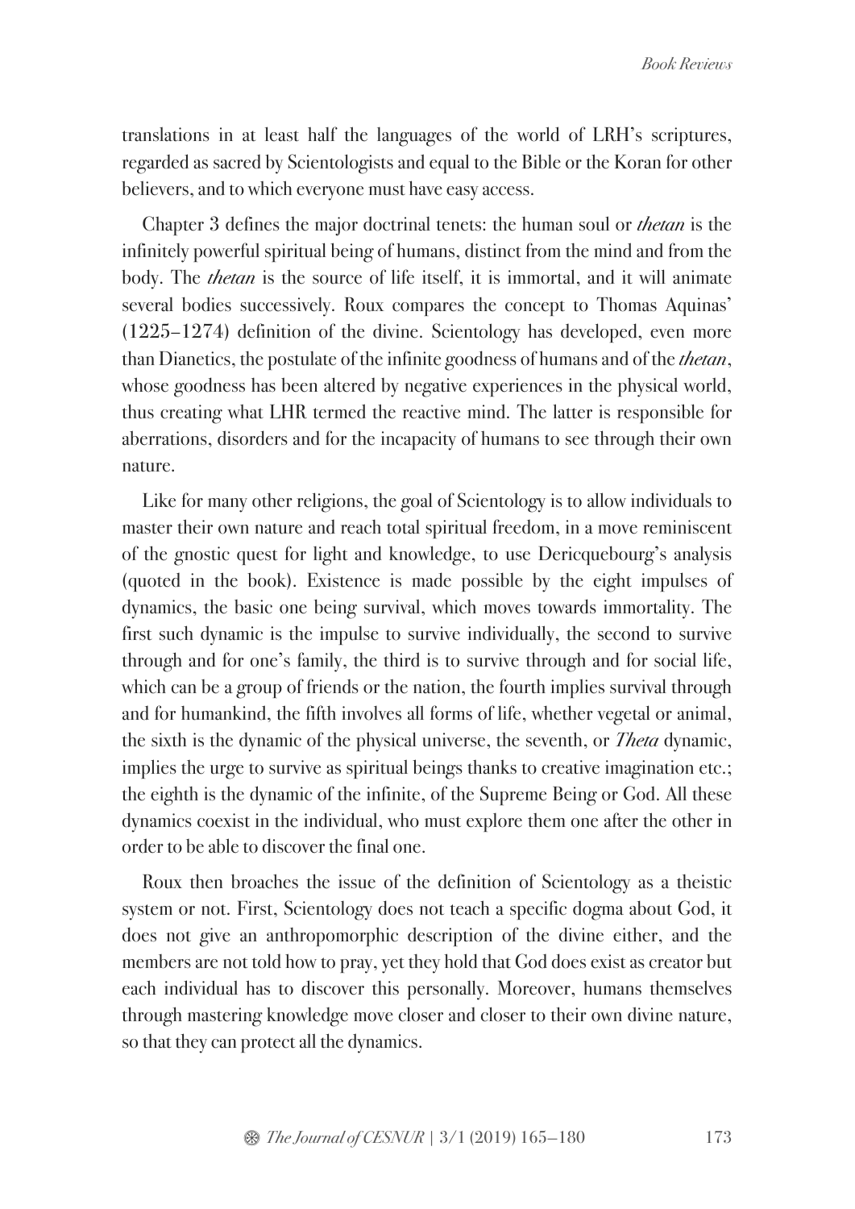translations in at least half the languages of the world of LRH's scriptures, regarded as sacred by Scientologists and equal to the Bible or the Koran for other believers, and to which everyone must have easy access.

Chapter 3 defines the major doctrinal tenets: the human soul or *thetan* is the infinitely powerful spiritual being of humans, distinct from the mind and from the body. The *thetan* is the source of life itself, it is immortal, and it will animate several bodies successively. Roux compares the concept to Thomas Aquinas' (1225–1274) definition of the divine. Scientology has developed, even more than Dianetics, the postulate of the infinite goodness of humans and of the *thetan*, whose goodness has been altered by negative experiences in the physical world, thus creating what LHR termed the reactive mind. The latter is responsible for aberrations, disorders and for the incapacity of humans to see through their own nature.

Like for many other religions, the goal of Scientology is to allow individuals to master their own nature and reach total spiritual freedom, in a move reminiscent of the gnostic quest for light and knowledge, to use Dericquebourg's analysis (quoted in the book). Existence is made possible by the eight impulses of dynamics, the basic one being survival, which moves towards immortality. The first such dynamic is the impulse to survive individually, the second to survive through and for one's family, the third is to survive through and for social life, which can be a group of friends or the nation, the fourth implies survival through and for humankind, the fifth involves all forms of life, whether vegetal or animal, the sixth is the dynamic of the physical universe, the seventh, or *Theta* dynamic, implies the urge to survive as spiritual beings thanks to creative imagination etc.; the eighth is the dynamic of the infinite, of the Supreme Being or God. All these dynamics coexist in the individual, who must explore them one after the other in order to be able to discover the final one.

Roux then broaches the issue of the definition of Scientology as a theistic system or not. First, Scientology does not teach a specific dogma about God, it does not give an anthropomorphic description of the divine either, and the members are not told how to pray, yet they hold that God does exist as creator but each individual has to discover this personally. Moreover, humans themselves through mastering knowledge move closer and closer to their own divine nature, so that they can protect all the dynamics.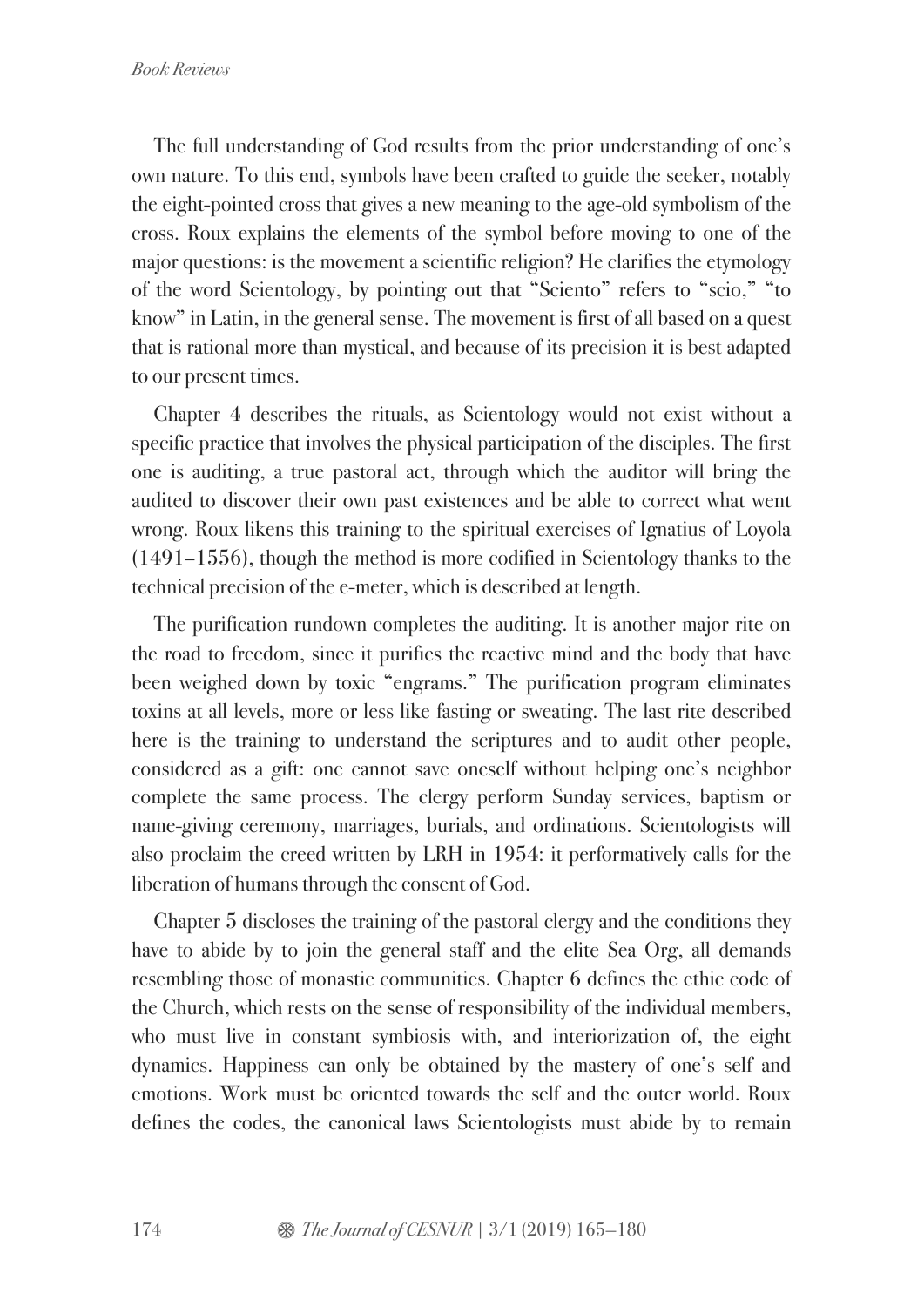The full understanding of God results from the prior understanding of one's own nature. To this end, symbols have been crafted to guide the seeker, notably the eight-pointed cross that gives a new meaning to the age-old symbolism of the cross. Roux explains the elements of the symbol before moving to one of the major questions: is the movement a scientific religion? He clarifies the etymology of the word Scientology, by pointing out that "Sciento" refers to "scio," "to know" in Latin, in the general sense. The movement is first of all based on a quest that is rational more than mystical, and because of its precision it is best adapted to our present times.

Chapter 4 describes the rituals, as Scientology would not exist without a specific practice that involves the physical participation of the disciples. The first one is auditing, a true pastoral act, through which the auditor will bring the audited to discover their own past existences and be able to correct what went wrong. Roux likens this training to the spiritual exercises of Ignatius of Loyola (1491–1556), though the method is more codified in Scientology thanks to the technical precision of the e-meter, which is described at length.

The purification rundown completes the auditing. It is another major rite on the road to freedom, since it purifies the reactive mind and the body that have been weighed down by toxic "engrams." The purification program eliminates toxins at all levels, more or less like fasting or sweating. The last rite described here is the training to understand the scriptures and to audit other people, considered as a gift: one cannot save oneself without helping one's neighbor complete the same process. The clergy perform Sunday services, baptism or name-giving ceremony, marriages, burials, and ordinations. Scientologists will also proclaim the creed written by LRH in 1954: it performatively calls for the liberation of humans through the consent of God.

Chapter 5 discloses the training of the pastoral clergy and the conditions they have to abide by to join the general staff and the elite Sea Org, all demands resembling those of monastic communities. Chapter 6 defines the ethic code of the Church, which rests on the sense of responsibility of the individual members, who must live in constant symbiosis with, and interiorization of, the eight dynamics. Happiness can only be obtained by the mastery of one's self and emotions. Work must be oriented towards the self and the outer world. Roux defines the codes, the canonical laws Scientologists must abide by to remain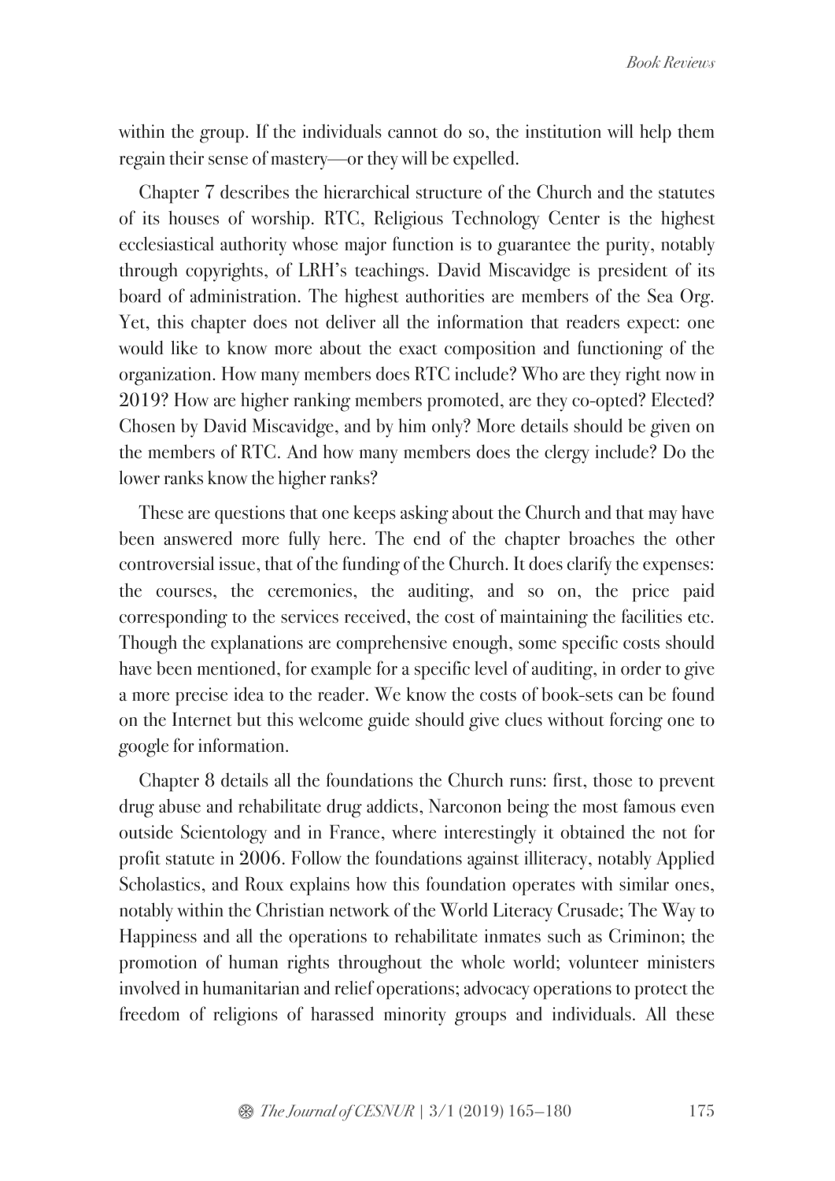within the group. If the individuals cannot do so, the institution will help them regain their sense of mastery—or they will be expelled.

Chapter 7 describes the hierarchical structure of the Church and the statutes of its houses of worship. RTC, Religious Technology Center is the highest ecclesiastical authority whose major function is to guarantee the purity, notably through copyrights, of LRH's teachings. David Miscavidge is president of its board of administration. The highest authorities are members of the Sea Org. Yet, this chapter does not deliver all the information that readers expect: one would like to know more about the exact composition and functioning of the organization. How many members does RTC include? Who are they right now in 2019? How are higher ranking members promoted, are they co-opted? Elected? Chosen by David Miscavidge, and by him only? More details should be given on the members of RTC. And how many members does the clergy include? Do the lower ranks know the higher ranks?

These are questions that one keeps asking about the Church and that may have been answered more fully here. The end of the chapter broaches the other controversial issue, that of the funding of the Church. It does clarify the expenses: the courses, the ceremonies, the auditing, and so on, the price paid corresponding to the services received, the cost of maintaining the facilities etc. Though the explanations are comprehensive enough, some specific costs should have been mentioned, for example for a specific level of auditing, in order to give a more precise idea to the reader. We know the costs of book-sets can be found on the Internet but this welcome guide should give clues without forcing one to google for information.

Chapter 8 details all the foundations the Church runs: first, those to prevent drug abuse and rehabilitate drug addicts, Narconon being the most famous even outside Scientology and in France, where interestingly it obtained the not for profit statute in 2006. Follow the foundations against illiteracy, notably Applied Scholastics, and Roux explains how this foundation operates with similar ones, notably within the Christian network of the World Literacy Crusade; The Way to Happiness and all the operations to rehabilitate inmates such as Criminon; the promotion of human rights throughout the whole world; volunteer ministers involved in humanitarian and relief operations; advocacy operations to protect the freedom of religions of harassed minority groups and individuals. All these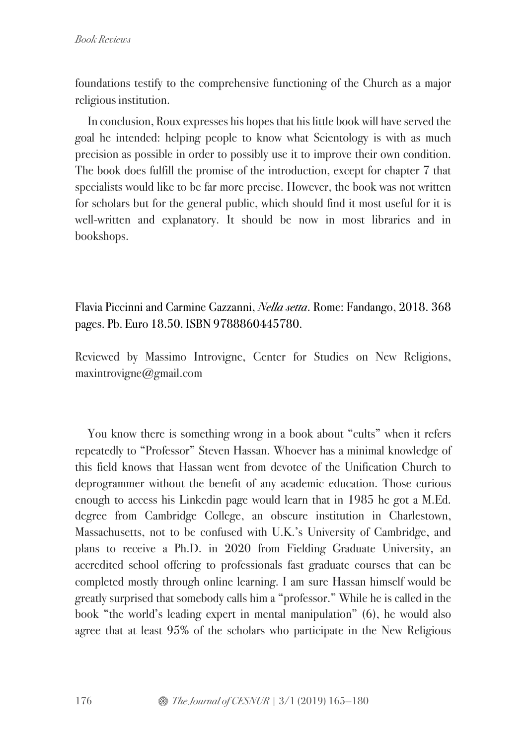foundations testify to the comprehensive functioning of the Church as a major religious institution.

In conclusion, Roux expresses his hopes that his little book will have served the goal he intended: helping people to know what Scientology is with as much precision as possible in order to possibly use it to improve their own condition. The book does fulfill the promise of the introduction, except for chapter 7 that specialists would like to be far more precise. However, the book was not written for scholars but for the general public, which should find it most useful for it is well-written and explanatory. It should be now in most libraries and in bookshops.

Flavia Piccinni and Carmine Gazzanni, *Nella setta*. Rome: Fandango, 2018. 368 pages. Pb. Euro 18.50. ISBN 9788860445780.

Reviewed by Massimo Introvigne, Center for Studies on New Religions, maxintrovigne@gmail.com

You know there is something wrong in a book about "cults" when it refers repeatedly to "Professor" Steven Hassan. Whoever has a minimal knowledge of this field knows that Hassan went from devotee of the Unification Church to deprogrammer without the benefit of any academic education. Those curious enough to access his Linkedin page would learn that in 1985 he got a M.Ed. degree from Cambridge College, an obscure institution in Charlestown, Massachusetts, not to be confused with U.K.'s University of Cambridge, and plans to receive a Ph.D. in 2020 from Fielding Graduate University, an accredited school offering to professionals fast graduate courses that can be completed mostly through online learning. I am sure Hassan himself would be greatly surprised that somebody calls him a "professor." While he is called in the book "the world's leading expert in mental manipulation" (6), he would also agree that at least 95% of the scholars who participate in the New Religious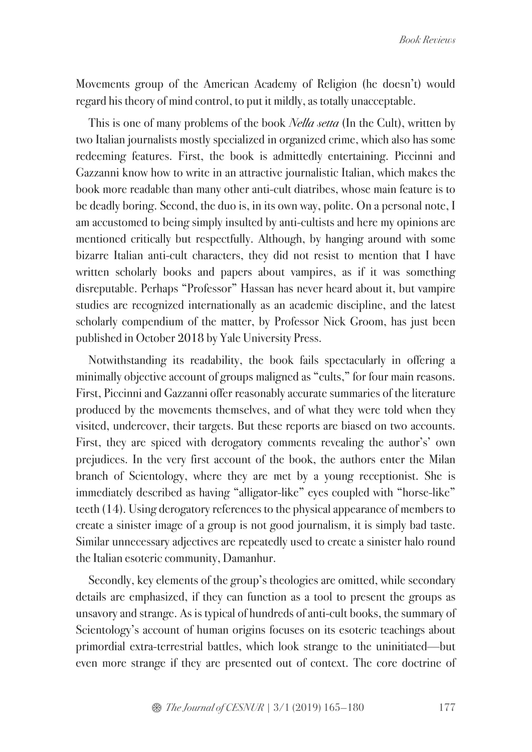Movements group of the American Academy of Religion (he doesn't) would regard his theory of mind control, to put it mildly, as totally unacceptable.

This is one of many problems of the book *Nella setta* (In the Cult), written by two Italian journalists mostly specialized in organized crime, which also has some redeeming features. First, the book is admittedly entertaining. Piccinni and Gazzanni know how to write in an attractive journalistic Italian, which makes the book more readable than many other anti-cult diatribes, whose main feature is to be deadly boring. Second, the duo is, in its own way, polite. On a personal note, I am accustomed to being simply insulted by anti-cultists and here my opinions are mentioned critically but respectfully. Although, by hanging around with some bizarre Italian anti-cult characters, they did not resist to mention that I have written scholarly books and papers about vampires, as if it was something disreputable. Perhaps "Professor" Hassan has never heard about it, but vampire studies are recognized internationally as an academic discipline, and the latest scholarly compendium of the matter, by Professor Nick Groom, has just been published in October 2018 by Yale University Press.

Notwithstanding its readability, the book fails spectacularly in offering a minimally objective account of groups maligned as "cults," for four main reasons. First, Piccinni and Gazzanni offer reasonably accurate summaries of the literature produced by the movements themselves, and of what they were told when they visited, undercover, their targets. But these reports are biased on two accounts. First, they are spiced with derogatory comments revealing the author's' own prejudices. In the very first account of the book, the authors enter the Milan branch of Scientology, where they are met by a young receptionist. She is immediately described as having "alligator-like" eyes coupled with "horse-like" teeth (14). Using derogatory references to the physical appearance of members to create a sinister image of a group is not good journalism, it is simply bad taste. Similar unnecessary adjectives are repeatedly used to create a sinister halo round the Italian esoteric community, Damanhur.

Secondly, key elements of the group's theologies are omitted, while secondary details are emphasized, if they can function as a tool to present the groups as unsavory and strange. As is typical of hundreds of anti-cult books, the summary of Scientology's account of human origins focuses on its esoteric teachings about primordial extra-terrestrial battles, which look strange to the uninitiated—but even more strange if they are presented out of context. The core doctrine of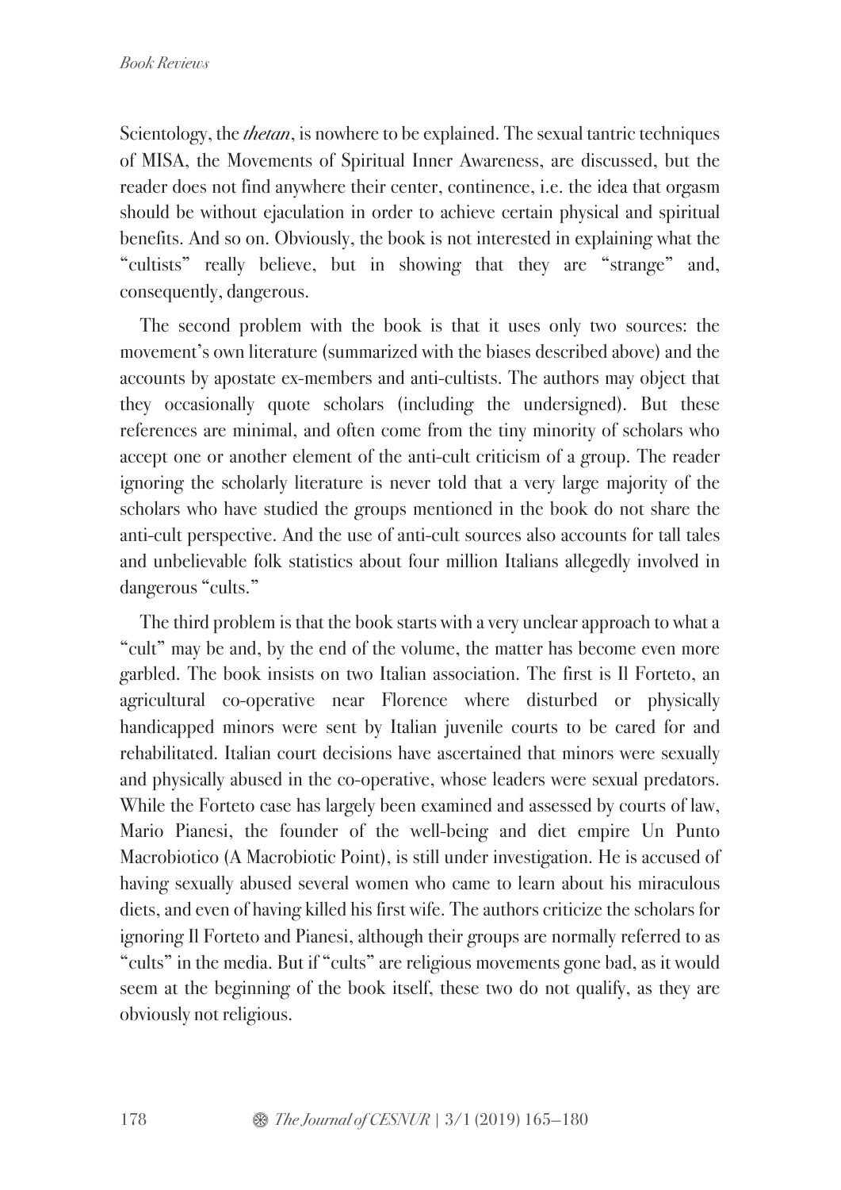Scientology, the *thetan*, is nowhere to be explained. The sexual tantric techniques of MISA, the Movements of Spiritual Inner Awareness, are discussed, but the reader does not find anywhere their center, continence, i.e. the idea that orgasm should be without ejaculation in order to achieve certain physical and spiritual benefits. And so on. Obviously, the book is not interested in explaining what the "cultists" really believe, but in showing that they are "strange" and, consequently, dangerous.

The second problem with the book is that it uses only two sources: the movement's own literature (summarized with the biases described above) and the accounts by apostate ex-members and anti-cultists. The authors may object that they occasionally quote scholars (including the undersigned). But these references are minimal, and often come from the tiny minority of scholars who accept one or another element of the anti-cult criticism of a group. The reader ignoring the scholarly literature is never told that a very large majority of the scholars who have studied the groups mentioned in the book do not share the anti-cult perspective. And the use of anti-cult sources also accounts for tall tales and unbelievable folk statistics about four million Italians allegedly involved in dangerous "cults."

The third problem is that the book starts with a very unclear approach to what a "cult" may be and, by the end of the volume, the matter has become even more garbled. The book insists on two Italian association. The first is Il Forteto, an agricultural co-operative near Florence where disturbed or physically handicapped minors were sent by Italian juvenile courts to be cared for and rehabilitated. Italian court decisions have ascertained that minors were sexually and physically abused in the co-operative, whose leaders were sexual predators. While the Forteto case has largely been examined and assessed by courts of law, Mario Pianesi, the founder of the well-being and diet empire Un Punto Macrobiotico (A Macrobiotic Point), is still under investigation. He is accused of having sexually abused several women who came to learn about his miraculous diets, and even of having killed his first wife. The authors criticize the scholars for ignoring Il Forteto and Pianesi, although their groups are normally referred to as "cults" in the media. But if "cults" are religious movements gone bad, as it would seem at the beginning of the book itself, these two do not qualify, as they are obviously not religious.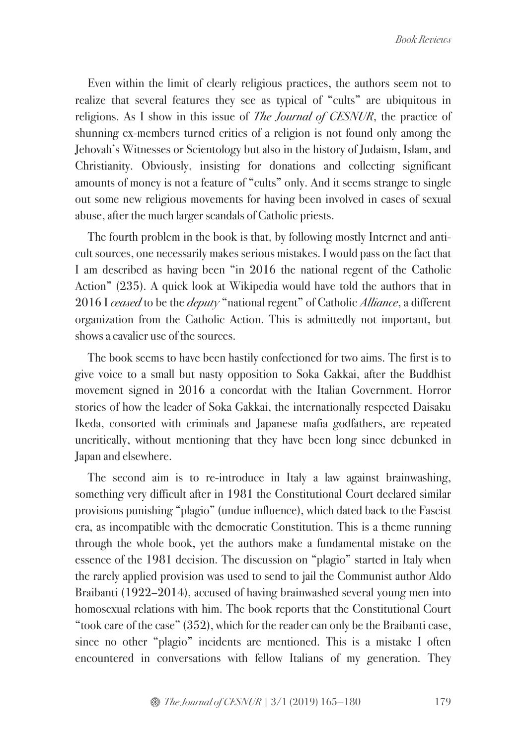Even within the limit of clearly religious practices, the authors seem not to realize that several features they see as typical of "cults" are ubiquitous in religions. As I show in this issue of *The Journal of CESNUR*, the practice of shunning ex-members turned critics of a religion is not found only among the Jehovah's Witnesses or Scientology but also in the history of Judaism, Islam, and Christianity. Obviously, insisting for donations and collecting significant amounts of money is not a feature of "cults" only. And it seems strange to single out some new religious movements for having been involved in cases of sexual abuse, after the much larger scandals of Catholic priests.

The fourth problem in the book is that, by following mostly Internet and anti-cult sources, one necessarily makes serious mistakes. I would pass on the fact that I am described as having been "in 2016 the national regent of the Catholic Action" (235). A quick look at Wikipedia would have told the authors that in 2016 I *ceased* to be the *deputy* "national regent" of Catholic *Alliance*, a different organization from the Catholic Action. This is admittedly not important, but shows a cavalier use of the sources.

The book seems to have been hastily confectioned for two aims. The first is to give voice to a small but nasty opposition to Soka Gakkai, after the Buddhist movement signed in 2016 a concordat with the Italian Government. Horror stories of how the leader of Soka Gakkai, the internationally respected Daisaku Ikeda, consorted with criminals and Japanese mafia godfathers, are repeated uncritically, without mentioning that they have been long since debunked in Japan and elsewhere.

The second aim is to re-introduce in Italy a law against brainwashing, something very difficult after in 1981 the Constitutional Court declared similar provisions punishing "plagio" (undue influence), which dated back to the Fascist era, as incompatible with the democratic Constitution. This is a theme running through the whole book, yet the authors make a fundamental mistake on the essence of the 1981 decision. The discussion on "plagio" started in Italy when the rarely applied provision was used to send to jail the Communist author Aldo Braibanti (1922–2014), accused of having brainwashed several young men into homosexual relations with him. The book reports that the Constitutional Court "took care of the case" (352), which for the reader can only be the Braibanti case, since no other "plagio" incidents are mentioned. This is a mistake I often encountered in conversations with fellow Italians of my generation. They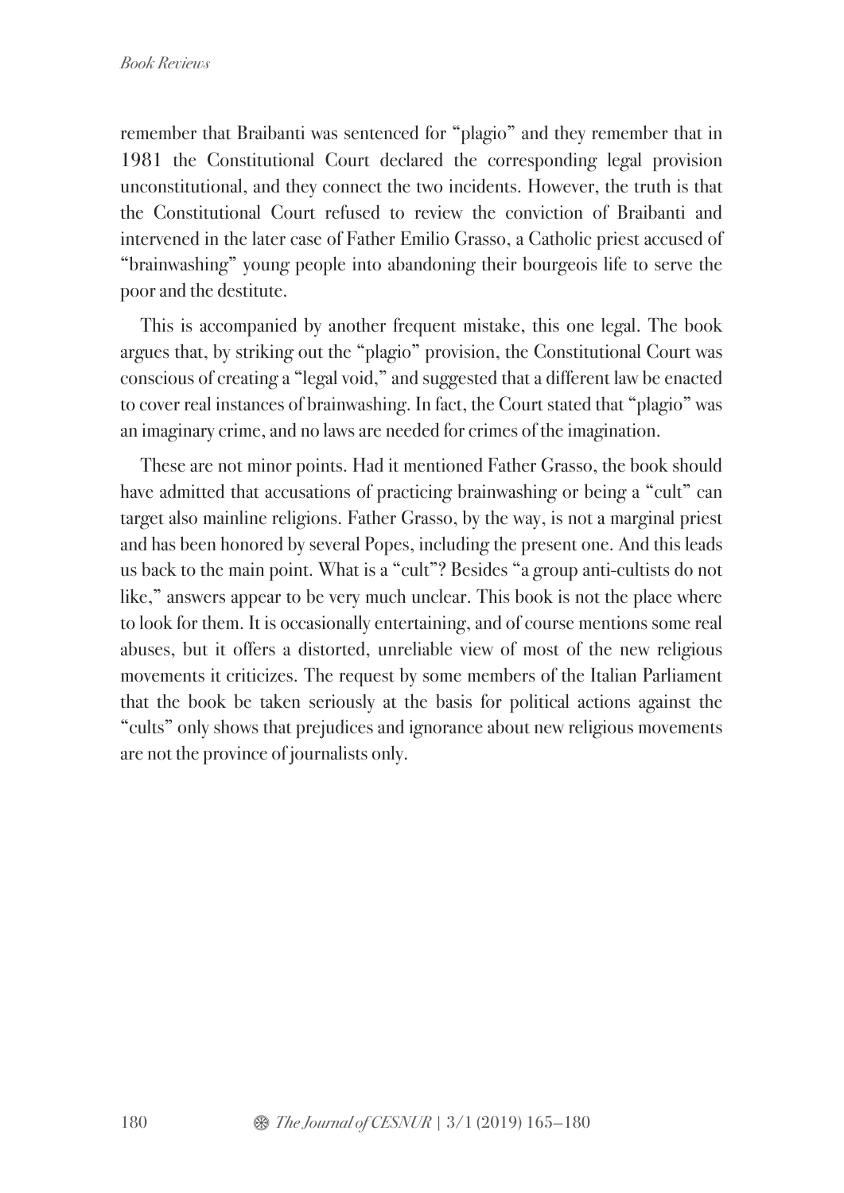remember that Braibanti was sentenced for "plagio" and they remember that in 1981 the Constitutional Court declared the corresponding legal provision unconstitutional, and they connect the two incidents. However, the truth is that the Constitutional Court refused to review the conviction of Braibanti and intervened in the later case of Father Emilio Grasso, a Catholic priest accused of "brainwashing" young people into abandoning their bourgeois life to serve the poor and the destitute.

This is accompanied by another frequent mistake, this one legal. The book argues that, by striking out the "plagio" provision, the Constitutional Court was conscious of creating a "legal void," and suggested that a different law be enacted to cover real instances of brainwashing. In fact, the Court stated that "plagio" was an imaginary crime, and no laws are needed for crimes of the imagination.

These are not minor points. Had it mentioned Father Grasso, the book should have admitted that accusations of practicing brainwashing or being a "cult" can target also mainline religions. Father Grasso, by the way, is not a marginal priest and has been honored by several Popes, including the present one. And this leads us back to the main point. What is a "cult"? Besides "a group anti-cultists do not like," answers appear to be very much unclear. This book is not the place where to look for them. It is occasionally entertaining, and of course mentions some real abuses, but it offers a distorted, unreliable view of most of the new religious movements it criticizes. The request by some members of the Italian Parliament that the book be taken seriously at the basis for political actions against the "cults" only shows that prejudices and ignorance about new religious movements are not the province of journalists only.